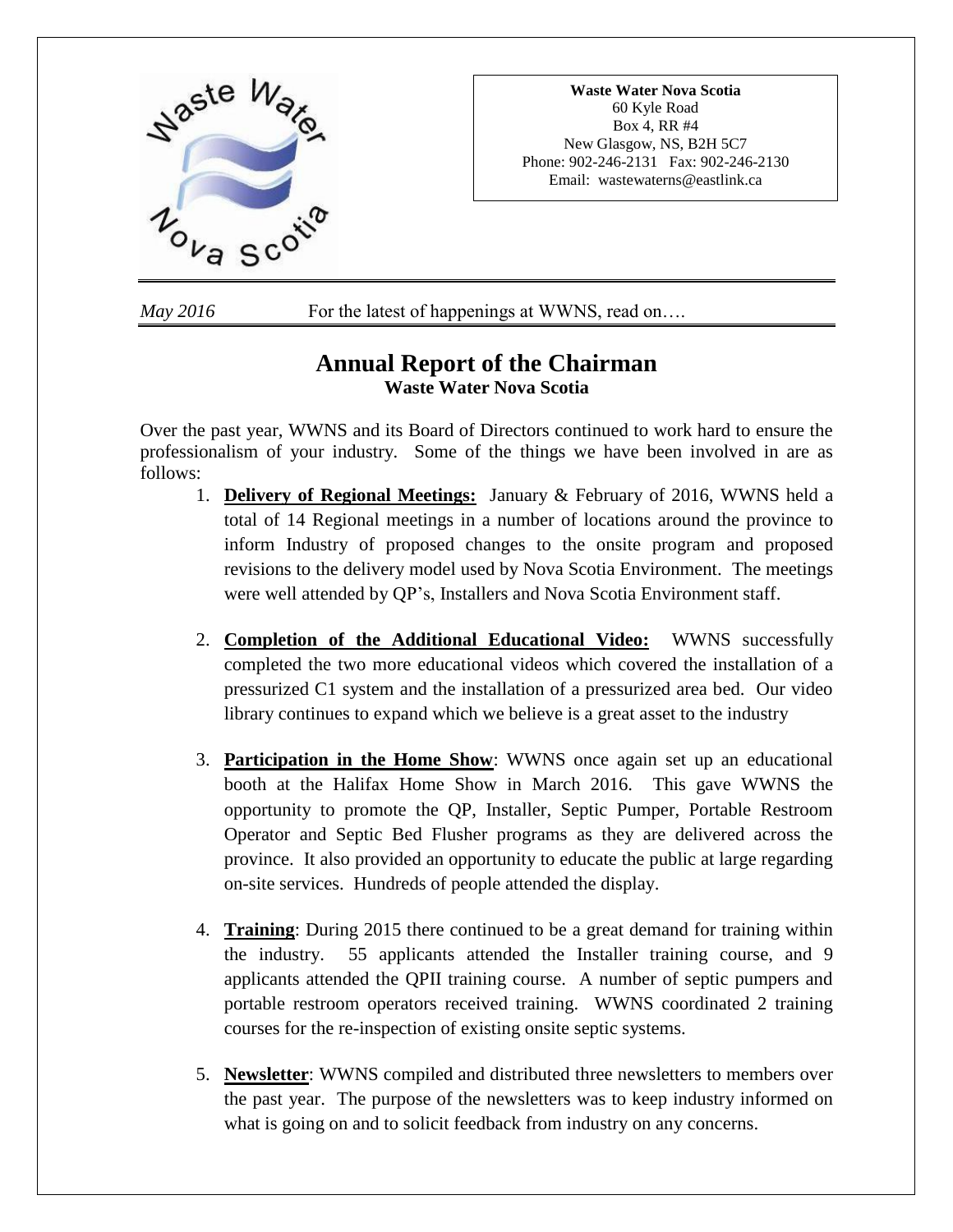**Waste Water Nova Scotia**
60 Kyle Road
Box 4, RR #4
New Glasgow, NS, B2H 5C7
Phone: 902-246-2131 Fax: 902-246-2130
Email: wastewaterns@eastlink.ca

*May 2016* For the latest of happenings at WWNS, read on….

# Annual Report of the Chairman

## Waste Water Nova Scotia

Over the past year, WWNS and its Board of Directors continued to work hard to ensure the professionalism of your industry. Some of the things we have been involved in are as follows:

1. **Delivery of Regional Meetings:** January & February of 2016, WWNS held a total of 14 Regional meetings in a number of locations around the province to inform Industry of proposed changes to the onsite program and proposed revisions to the delivery model used by Nova Scotia Environment. The meetings were well attended by QP's, Installers and Nova Scotia Environment staff.

2. **Completion of the Additional Educational Video:** WWNS successfully completed the two more educational videos which covered the installation of a pressurized C1 system and the installation of a pressurized area bed. Our video library continues to expand which we believe is a great asset to the industry

3. **Participation in the Home Show**: WWNS once again set up an educational booth at the Halifax Home Show in March 2016. This gave WWNS the opportunity to promote the QP, Installer, Septic Pumper, Portable Restroom Operator and Septic Bed Flusher programs as they are delivered across the province. It also provided an opportunity to educate the public at large regarding on-site services. Hundreds of people attended the display.

4. **Training**: During 2015 there continued to be a great demand for training within the industry. 55 applicants attended the Installer training course, and 9 applicants attended the QPII training course. A number of septic pumpers and portable restroom operators received training. WWNS coordinated 2 training courses for the re-inspection of existing onsite septic systems.

5. **Newsletter**: WWNS compiled and distributed three newsletters to members over the past year. The purpose of the newsletters was to keep industry informed on what is going on and to solicit feedback from industry on any concerns.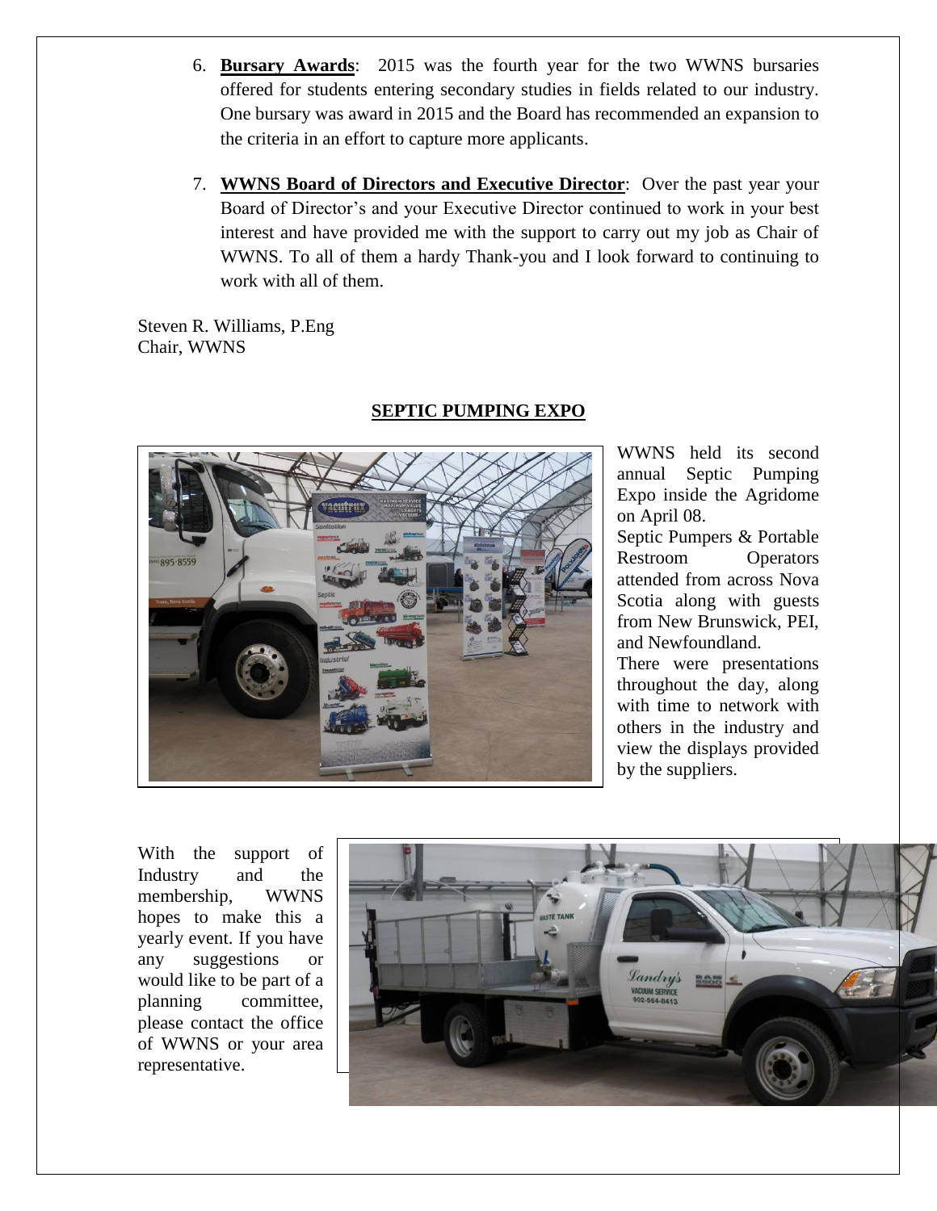6. **Bursary Awards**: 2015 was the fourth year for the two WWNS bursaries offered for students entering secondary studies in fields related to our industry. One bursary was award in 2015 and the Board has recommended an expansion to the criteria in an effort to capture more applicants.

7. **WWNS Board of Directors and Executive Director**: Over the past year your Board of Director's and your Executive Director continued to work in your best interest and have provided me with the support to carry out my job as Chair of WWNS. To all of them a hardy Thank-you and I look forward to continuing to work with all of them.

Steven R. Williams, P.Eng
Chair, WWNS

## SEPTIC PUMPING EXPO

WWNS held its second annual Septic Pumping Expo inside the Agridome on April 08.

Septic Pumpers & Portable Restroom Operators attended from across Nova Scotia along with guests from New Brunswick, PEI, and Newfoundland.

There were presentations throughout the day, along with time to network with others in the industry and view the displays provided by the suppliers.

With the support of Industry and the membership, WWNS hopes to make this a yearly event. If you have any suggestions or would like to be part of a planning committee, please contact the office of WWNS or your area representative.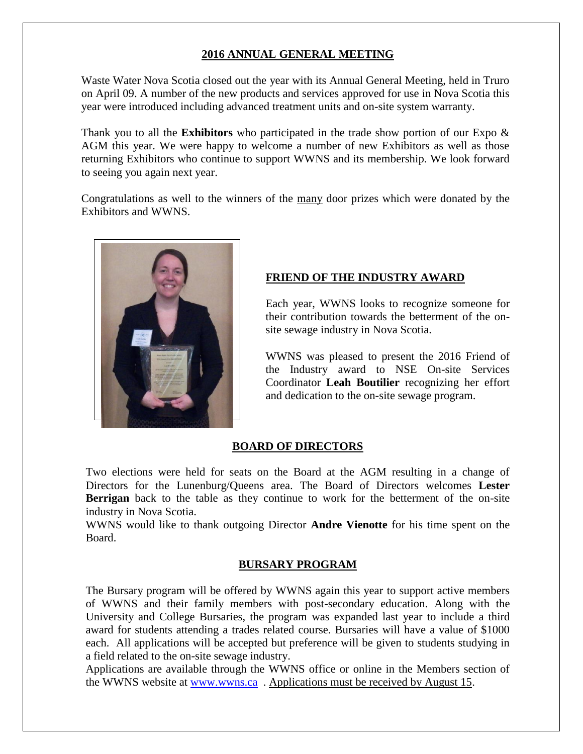## 2016 ANNUAL GENERAL MEETING

Waste Water Nova Scotia closed out the year with its Annual General Meeting, held in Truro on April 09. A number of the new products and services approved for use in Nova Scotia this year were introduced including advanced treatment units and on-site system warranty.

Thank you to all the **Exhibitors** who participated in the trade show portion of our Expo & AGM this year. We were happy to welcome a number of new Exhibitors as well as those returning Exhibitors who continue to support WWNS and its membership. We look forward to seeing you again next year.

Congratulations as well to the winners of the many door prizes which were donated by the Exhibitors and WWNS.

## FRIEND OF THE INDUSTRY AWARD

Each year, WWNS looks to recognize someone for their contribution towards the betterment of the on-site sewage industry in Nova Scotia.

WWNS was pleased to present the 2016 Friend of the Industry award to NSE On-site Services Coordinator **Leah Boutilier** recognizing her effort and dedication to the on-site sewage program.

## BOARD OF DIRECTORS

Two elections were held for seats on the Board at the AGM resulting in a change of Directors for the Lunenburg/Queens area. The Board of Directors welcomes **Lester Berrigan** back to the table as they continue to work for the betterment of the on-site industry in Nova Scotia.

WWNS would like to thank outgoing Director **Andre Vienotte** for his time spent on the Board.

## BURSARY PROGRAM

The Bursary program will be offered by WWNS again this year to support active members of WWNS and their family members with post-secondary education. Along with the University and College Bursaries, the program was expanded last year to include a third award for students attending a trades related course. Bursaries will have a value of $1000 each. All applications will be accepted but preference will be given to students studying in a field related to the on-site sewage industry.

Applications are available through the WWNS office or online in the Members section of the WWNS website at www.wwns.ca . Applications must be received by August 15.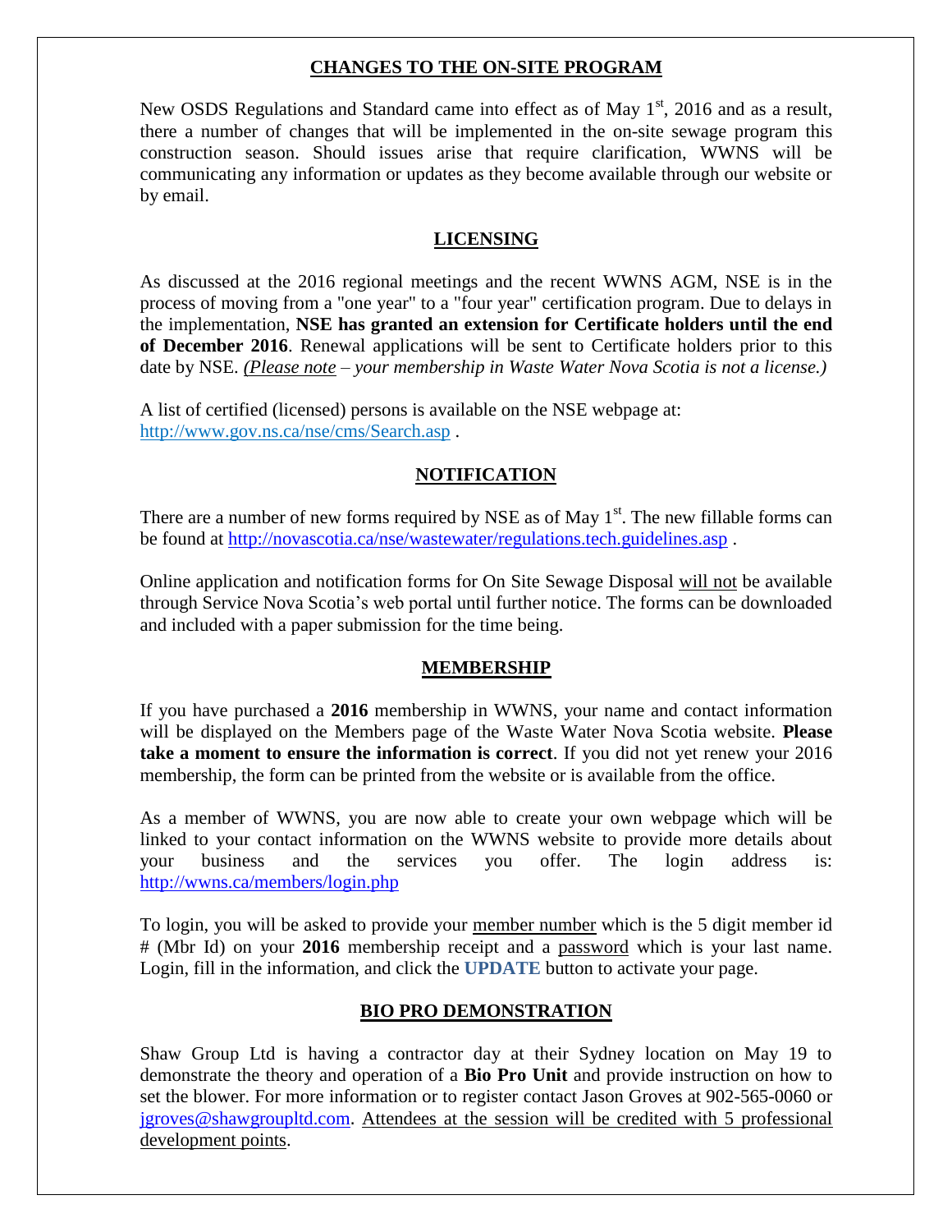## CHANGES TO THE ON-SITE PROGRAM

New OSDS Regulations and Standard came into effect as of May 1st, 2016 and as a result, there a number of changes that will be implemented in the on-site sewage program this construction season. Should issues arise that require clarification, WWNS will be communicating any information or updates as they become available through our website or by email.

## LICENSING

As discussed at the 2016 regional meetings and the recent WWNS AGM, NSE is in the process of moving from a "one year" to a "four year" certification program. Due to delays in the implementation, **NSE has granted an extension for Certificate holders until the end of December 2016**. Renewal applications will be sent to Certificate holders prior to this date by NSE. *(Please note – your membership in Waste Water Nova Scotia is not a license.)*

A list of certified (licensed) persons is available on the NSE webpage at: http://www.gov.ns.ca/nse/cms/Search.asp .

## NOTIFICATION

There are a number of new forms required by NSE as of May 1st. The new fillable forms can be found at http://novascotia.ca/nse/wastewater/regulations.tech.guidelines.asp .

Online application and notification forms for On Site Sewage Disposal will not be available through Service Nova Scotia's web portal until further notice. The forms can be downloaded and included with a paper submission for the time being.

## MEMBERSHIP

If you have purchased a **2016** membership in WWNS, your name and contact information will be displayed on the Members page of the Waste Water Nova Scotia website. **Please take a moment to ensure the information is correct**. If you did not yet renew your 2016 membership, the form can be printed from the website or is available from the office.

As a member of WWNS, you are now able to create your own webpage which will be linked to your contact information on the WWNS website to provide more details about your business and the services you offer. The login address is: http://wwns.ca/members/login.php

To login, you will be asked to provide your member number which is the 5 digit member id # (Mbr Id) on your **2016** membership receipt and a password which is your last name. Login, fill in the information, and click the **UPDATE** button to activate your page.

## BIO PRO DEMONSTRATION

Shaw Group Ltd is having a contractor day at their Sydney location on May 19 to demonstrate the theory and operation of a **Bio Pro Unit** and provide instruction on how to set the blower. For more information or to register contact Jason Groves at 902-565-0060 or jgroves@shawgroupltd.com. Attendees at the session will be credited with 5 professional development points.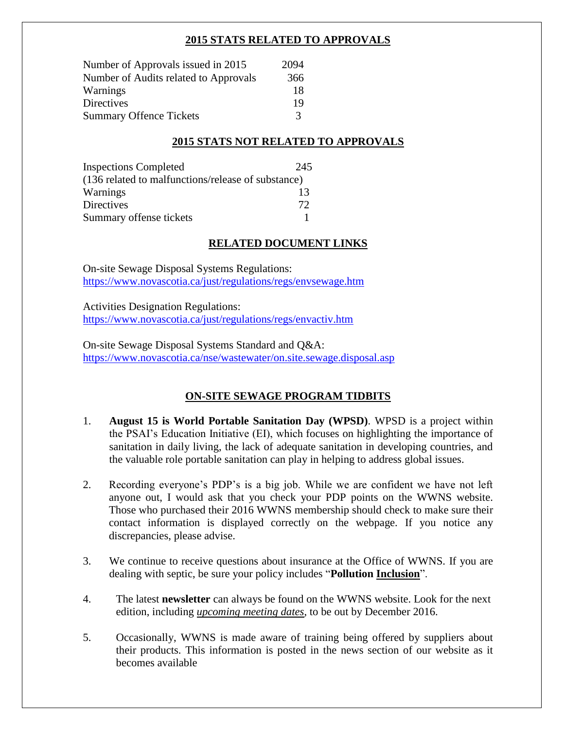## 2015 STATS RELATED TO APPROVALS

| | |
|---|---|
| Number of Approvals issued in 2015 | 2094 |
| Number of Audits related to Approvals | 366 |
| Warnings | 18 |
| Directives | 19 |
| Summary Offence Tickets | 3 |

## 2015 STATS NOT RELATED TO APPROVALS

| | |
|---|---|
| Inspections Completed | 245 |
| (136 related to malfunctions/release of substance) | |
| Warnings | 13 |
| Directives | 72 |
| Summary offense tickets | 1 |

## RELATED DOCUMENT LINKS

On-site Sewage Disposal Systems Regulations:
https://www.novascotia.ca/just/regulations/regs/envsewage.htm

Activities Designation Regulations:
https://www.novascotia.ca/just/regulations/regs/envactiv.htm

On-site Sewage Disposal Systems Standard and Q&A:
https://www.novascotia.ca/nse/wastewater/on.site.sewage.disposal.asp

## ON-SITE SEWAGE PROGRAM TIDBITS

1. **August 15 is World Portable Sanitation Day (WPSD)**. WPSD is a project within the PSAI's Education Initiative (EI), which focuses on highlighting the importance of sanitation in daily living, the lack of adequate sanitation in developing countries, and the valuable role portable sanitation can play in helping to address global issues.

2. Recording everyone's PDP's is a big job. While we are confident we have not left anyone out, I would ask that you check your PDP points on the WWNS website. Those who purchased their 2016 WWNS membership should check to make sure their contact information is displayed correctly on the webpage. If you notice any discrepancies, please advise.

3. We continue to receive questions about insurance at the Office of WWNS. If you are dealing with septic, be sure your policy includes "**Pollution <u>Inclusion</u>**".

4. The latest **newsletter** can always be found on the WWNS website. Look for the next edition, including ***<u>upcoming meeting dates</u>***, to be out by December 2016.

5. Occasionally, WWNS is made aware of training being offered by suppliers about their products. This information is posted in the news section of our website as it becomes available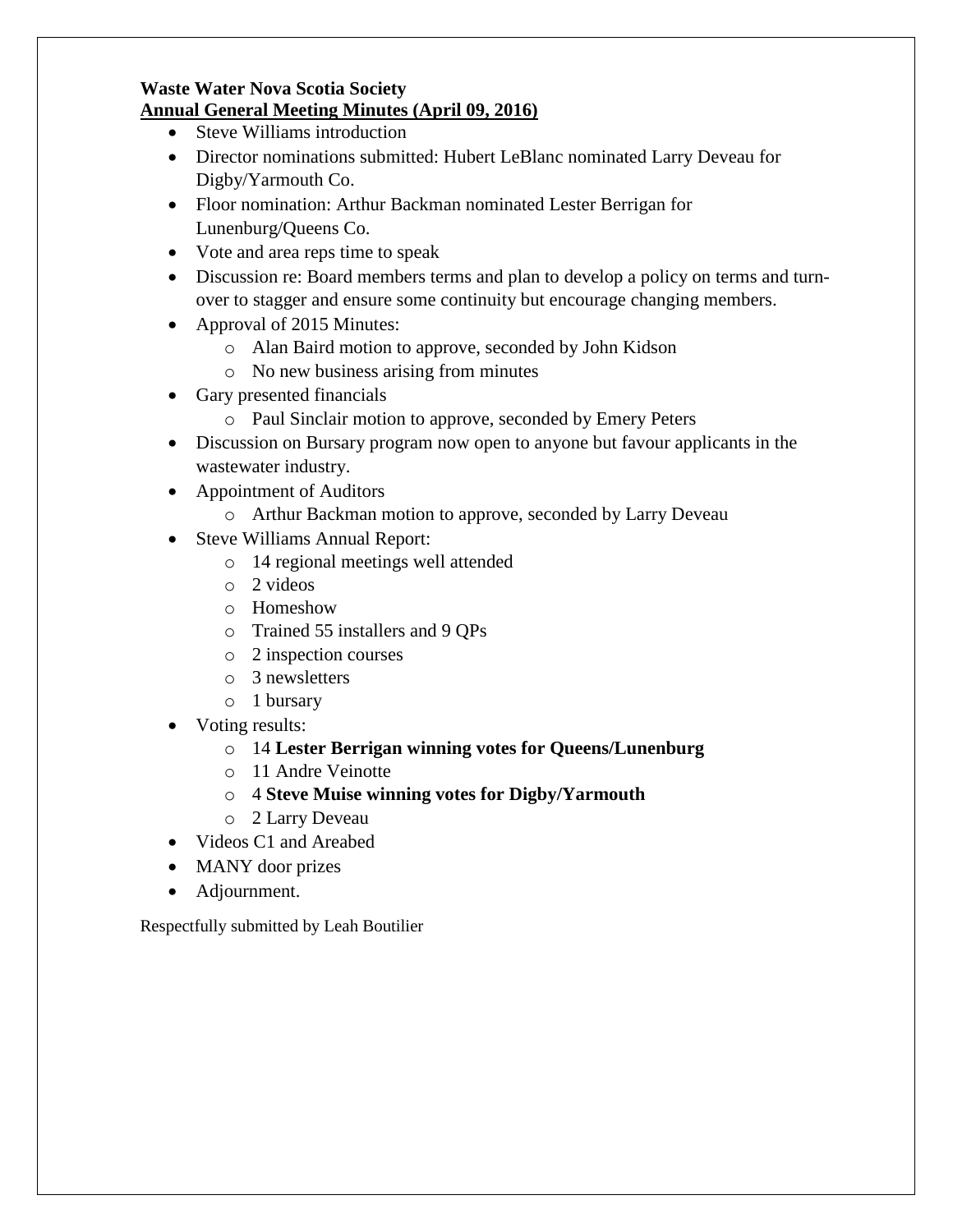**Waste Water Nova Scotia Society**
**<u>Annual General Meeting Minutes (April 09, 2016)</u>**

- Steve Williams introduction
- Director nominations submitted: Hubert LeBlanc nominated Larry Deveau for Digby/Yarmouth Co.
- Floor nomination: Arthur Backman nominated Lester Berrigan for Lunenburg/Queens Co.
- Vote and area reps time to speak
- Discussion re: Board members terms and plan to develop a policy on terms and turn-over to stagger and ensure some continuity but encourage changing members.
- Approval of 2015 Minutes:
    - Alan Baird motion to approve, seconded by John Kidson
    - No new business arising from minutes
- Gary presented financials
    - Paul Sinclair motion to approve, seconded by Emery Peters
- Discussion on Bursary program now open to anyone but favour applicants in the wastewater industry.
- Appointment of Auditors
    - Arthur Backman motion to approve, seconded by Larry Deveau
- Steve Williams Annual Report:
    - 14 regional meetings well attended
    - 2 videos
    - Homeshow
    - Trained 55 installers and 9 QPs
    - 2 inspection courses
    - 3 newsletters
    - 1 bursary
- Voting results:
    - 14 **Lester Berrigan winning votes for Queens/Lunenburg**
    - 11 Andre Veinotte
    - 4 **Steve Muise winning votes for Digby/Yarmouth**
    - 2 Larry Deveau
- Videos C1 and Areabed
- MANY door prizes
- Adjournment.

Respectfully submitted by Leah Boutilier